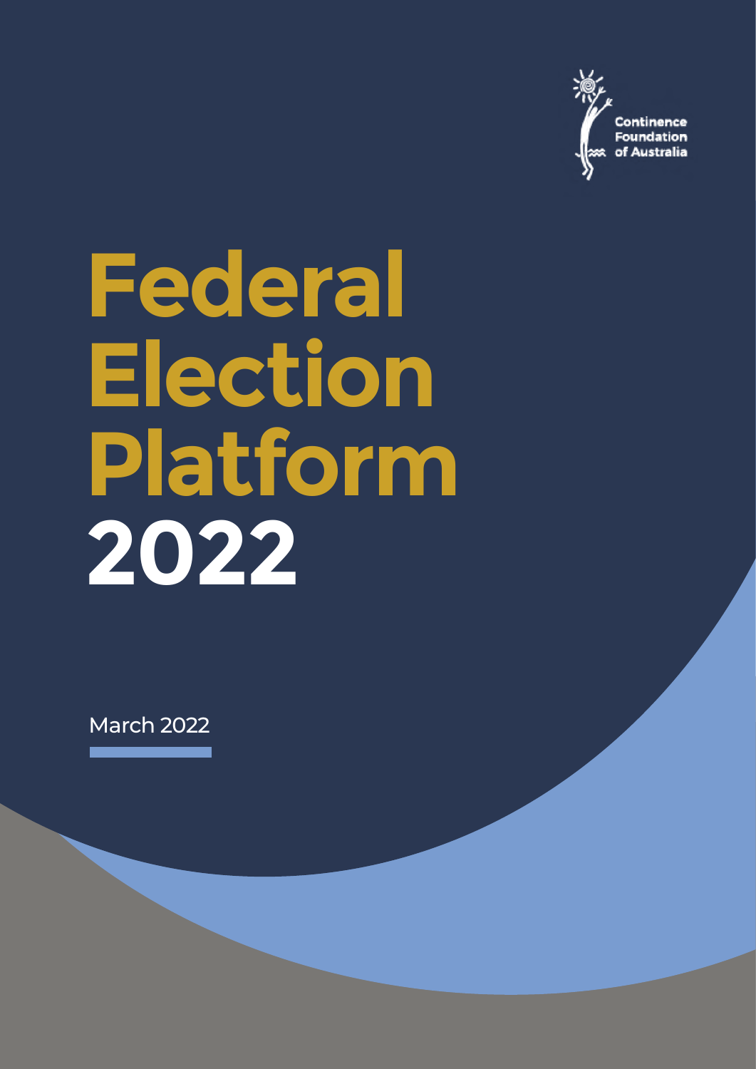Continence Foundation of Australia

# Federal Election Platform 2022

March 2022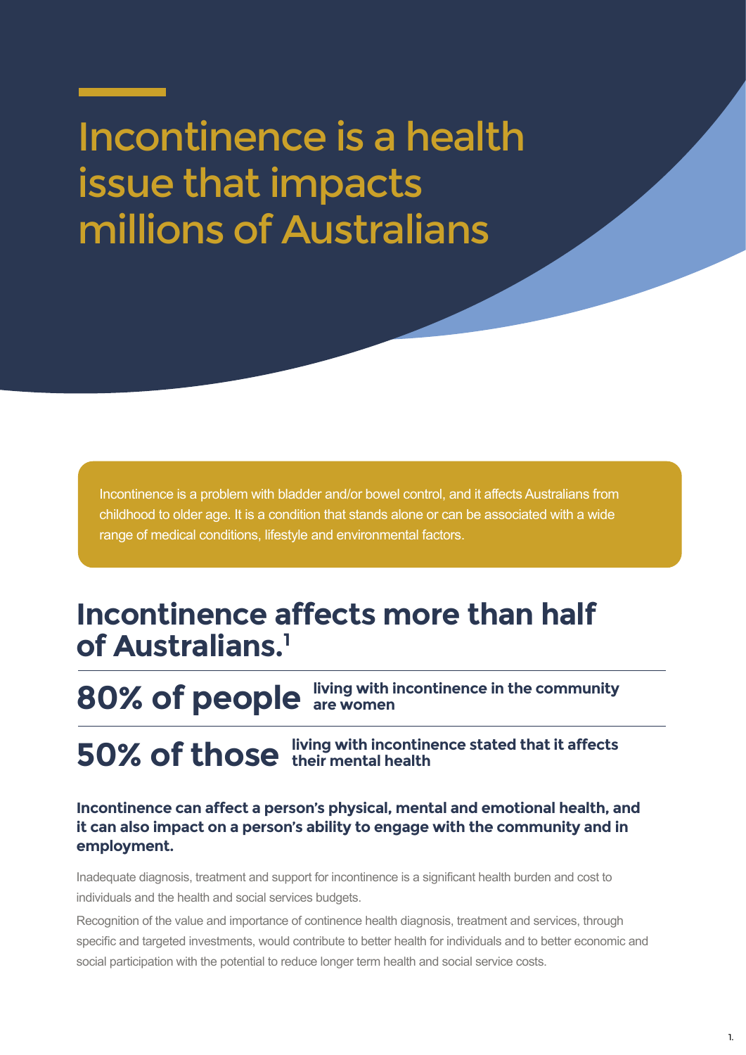# Incontinence is a health issue that impacts millions of Australians

Incontinence is a problem with bladder and/or bowel control, and it affects Australians from childhood to older age. It is a condition that stands alone or can be associated with a wide range of medical conditions, lifestyle and environmental factors.

## Incontinence affects more than half of Australians.[1]

**80% of people** living with incontinence in the community are women

**50% of those** living with incontinence stated that it affects their mental health

**Incontinence can affect a person's physical, mental and emotional health, and it can also impact on a person's ability to engage with the community and in employment.**

Inadequate diagnosis, treatment and support for incontinence is a significant health burden and cost to individuals and the health and social services budgets.

Recognition of the value and importance of continence health diagnosis, treatment and services, through specific and targeted investments, would contribute to better health for individuals and to better economic and social participation with the potential to reduce longer term health and social service costs.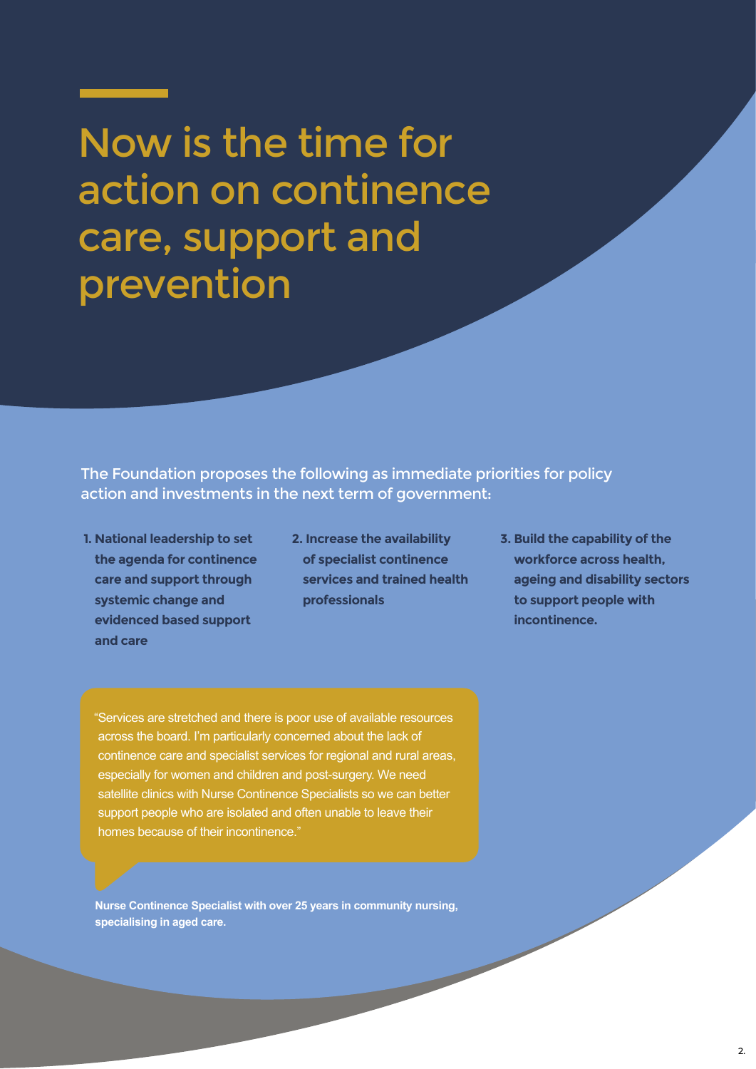# Now is the time for action on continence care, support and prevention

The Foundation proposes the following as immediate priorities for policy action and investments in the next term of government:

1. **National leadership to set the agenda for continence care and support through systemic change and evidenced based support and care**
2. **Increase the availability of specialist continence services and trained health professionals**
3. **Build the capability of the workforce across health, ageing and disability sectors to support people with incontinence.**

"Services are stretched and there is poor use of available resources across the board. I'm particularly concerned about the lack of continence care and specialist services for regional and rural areas, especially for women and children and post-surgery. We need satellite clinics with Nurse Continence Specialists so we can better support people who are isolated and often unable to leave their homes because of their incontinence."

**Nurse Continence Specialist with over 25 years in community nursing, specialising in aged care.**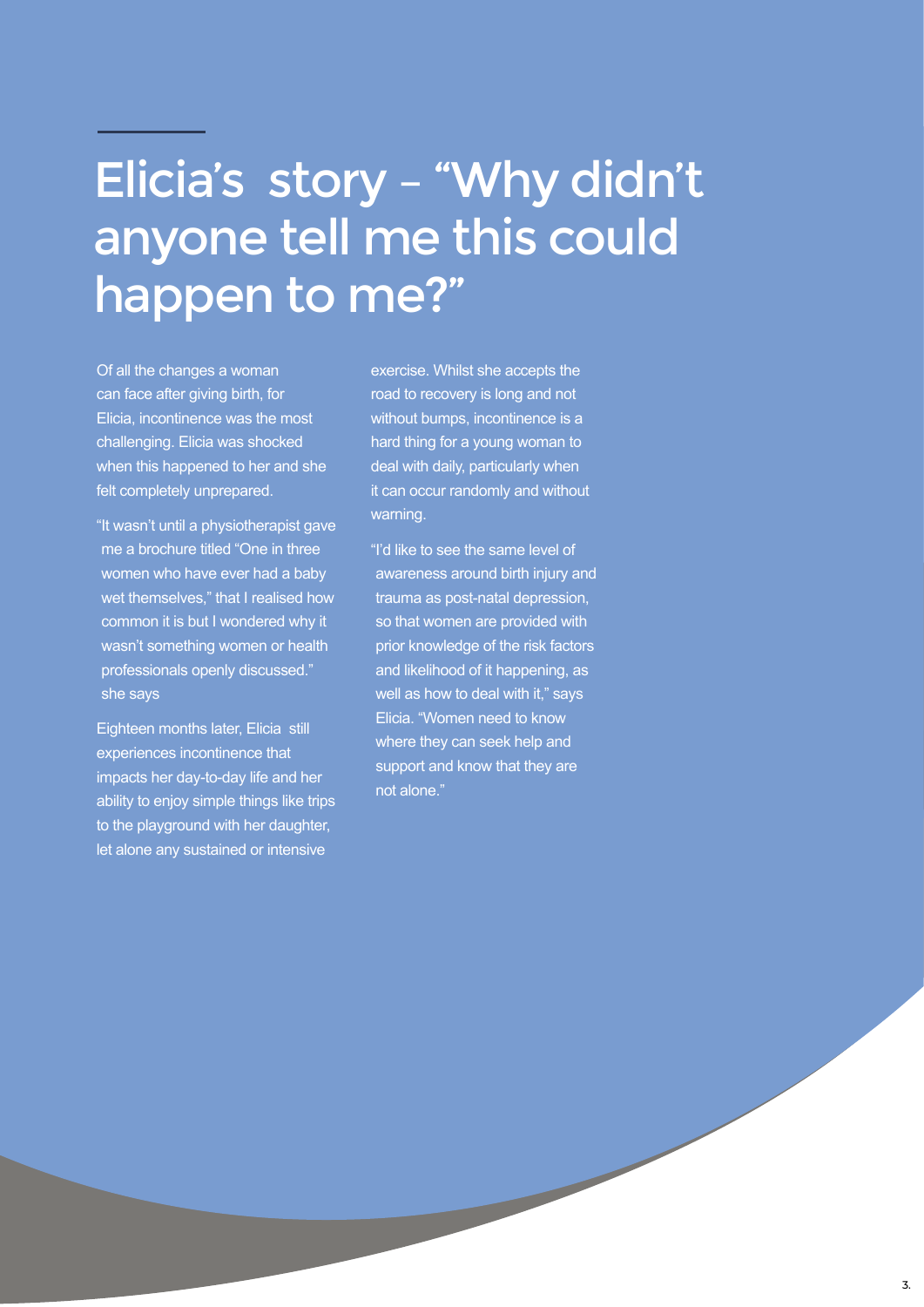# Elicia's story – "Why didn't anyone tell me this could happen to me?"

Of all the changes a woman can face after giving birth, for Elicia, incontinence was the most challenging. Elicia was shocked when this happened to her and she felt completely unprepared.

"It wasn't until a physiotherapist gave me a brochure titled "One in three women who have ever had a baby wet themselves," that I realised how common it is but I wondered why it wasn't something women or health professionals openly discussed." she says

Eighteen months later, Elicia still experiences incontinence that impacts her day-to-day life and her ability to enjoy simple things like trips to the playground with her daughter, let alone any sustained or intensive exercise. Whilst she accepts the road to recovery is long and not without bumps, incontinence is a hard thing for a young woman to deal with daily, particularly when it can occur randomly and without warning.

"I'd like to see the same level of awareness around birth injury and trauma as post-natal depression, so that women are provided with prior knowledge of the risk factors and likelihood of it happening, as well as how to deal with it," says Elicia. "Women need to know where they can seek help and support and know that they are not alone."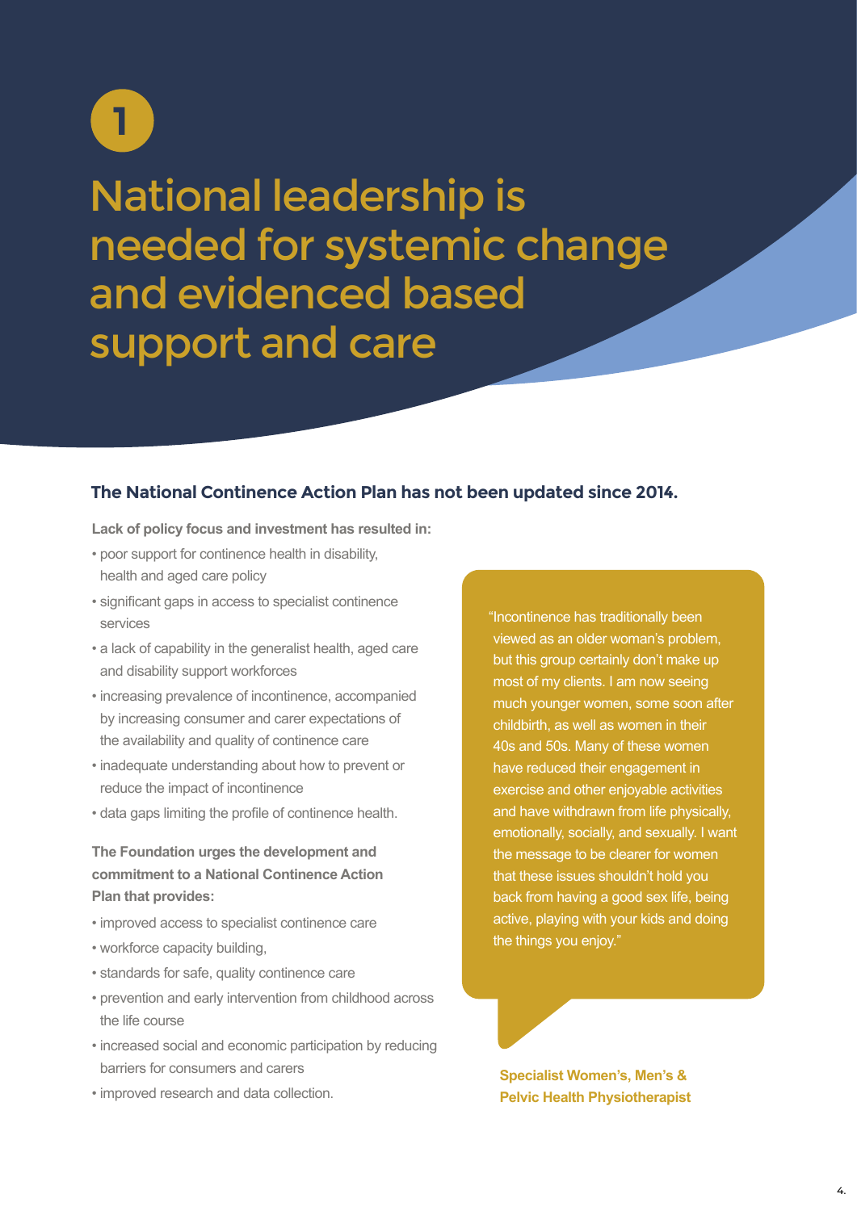1

# National leadership is needed for systemic change and evidenced based support and care

### The National Continence Action Plan has not been updated since 2014.

**Lack of policy focus and investment has resulted in:**

- poor support for continence health in disability, health and aged care policy
- significant gaps in access to specialist continence services
- a lack of capability in the generalist health, aged care and disability support workforces
- increasing prevalence of incontinence, accompanied by increasing consumer and carer expectations of the availability and quality of continence care
- inadequate understanding about how to prevent or reduce the impact of incontinence
- data gaps limiting the profile of continence health.

**The Foundation urges the development and commitment to a National Continence Action Plan that provides:**

- improved access to specialist continence care
- workforce capacity building,
- standards for safe, quality continence care
- prevention and early intervention from childhood across the life course
- increased social and economic participation by reducing barriers for consumers and carers
- improved research and data collection.

> "Incontinence has traditionally been viewed as an older woman's problem, but this group certainly don't make up most of my clients. I am now seeing much younger women, some soon after childbirth, as well as women in their 40s and 50s. Many of these women have reduced their engagement in exercise and other enjoyable activities and have withdrawn from life physically, emotionally, socially, and sexually. I want the message to be clearer for women that these issues shouldn't hold you back from having a good sex life, being active, playing with your kids and doing the things you enjoy."

**Specialist Women's, Men's & Pelvic Health Physiotherapist**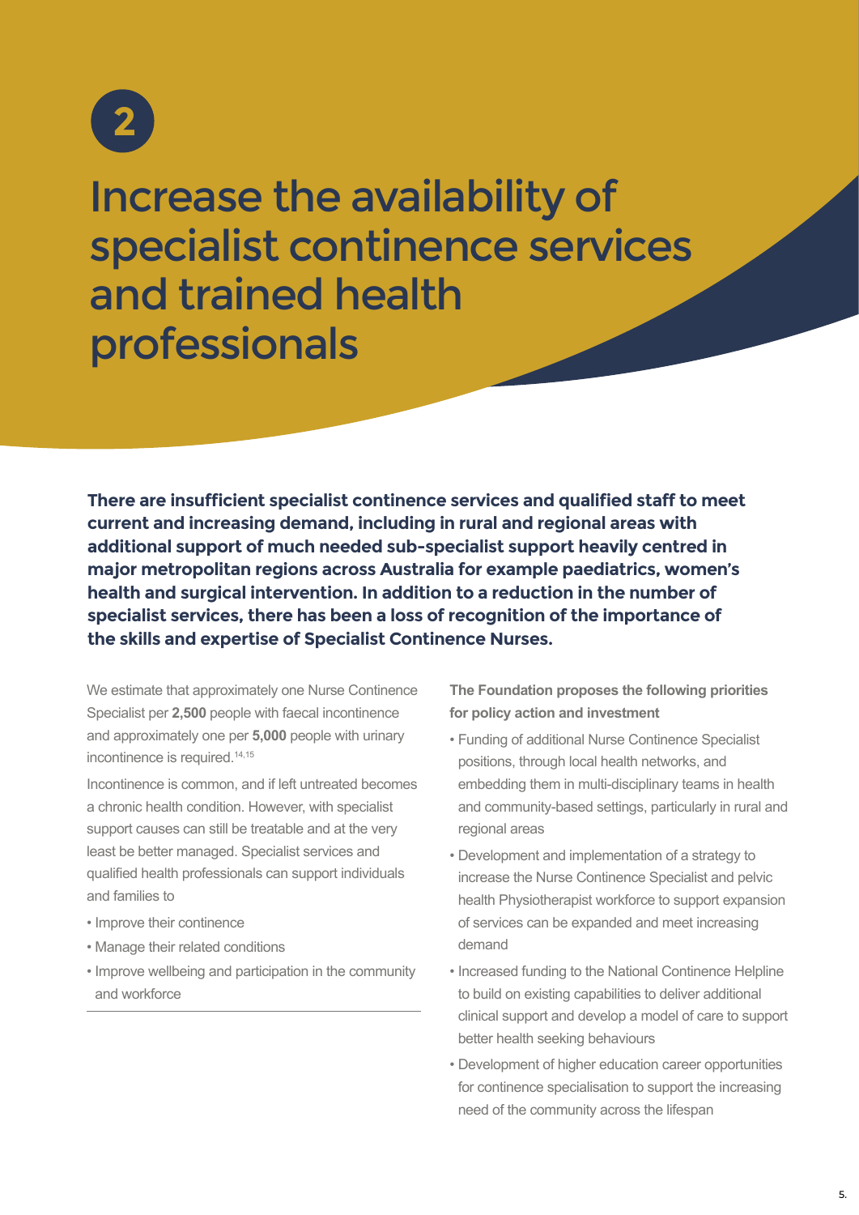2

# Increase the availability of specialist continence services and trained health professionals

**There are insufficient specialist continence services and qualified staff to meet current and increasing demand, including in rural and regional areas with additional support of much needed sub-specialist support heavily centred in major metropolitan regions across Australia for example paediatrics, women's health and surgical intervention. In addition to a reduction in the number of specialist services, there has been a loss of recognition of the importance of the skills and expertise of Specialist Continence Nurses.**

We estimate that approximately one Nurse Continence Specialist per **2,500** people with faecal incontinence and approximately one per **5,000** people with urinary incontinence is required.[14,15]

Incontinence is common, and if left untreated becomes a chronic health condition. However, with specialist support causes can still be treatable and at the very least be better managed. Specialist services and qualified health professionals can support individuals and families to

- Improve their continence
- Manage their related conditions
- Improve wellbeing and participation in the community and workforce

**The Foundation proposes the following priorities for policy action and investment**

- Funding of additional Nurse Continence Specialist positions, through local health networks, and embedding them in multi-disciplinary teams in health and community-based settings, particularly in rural and regional areas
- Development and implementation of a strategy to increase the Nurse Continence Specialist and pelvic health Physiotherapist workforce to support expansion of services can be expanded and meet increasing demand
- Increased funding to the National Continence Helpline to build on existing capabilities to deliver additional clinical support and develop a model of care to support better health seeking behaviours
- Development of higher education career opportunities for continence specialisation to support the increasing need of the community across the lifespan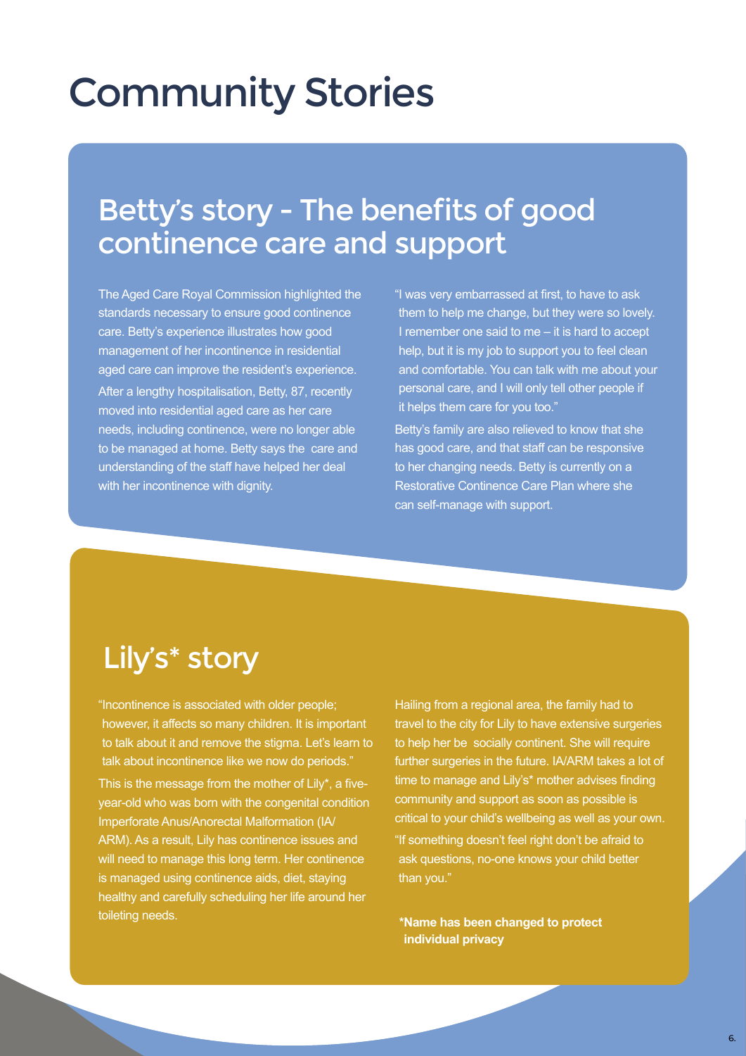# Community Stories

## Betty's story - The benefits of good continence care and support

The Aged Care Royal Commission highlighted the standards necessary to ensure good continence care. Betty's experience illustrates how good management of her incontinence in residential aged care can improve the resident's experience.

After a lengthy hospitalisation, Betty, 87, recently moved into residential aged care as her care needs, including continence, were no longer able to be managed at home. Betty says the care and understanding of the staff have helped her deal with her incontinence with dignity.

"I was very embarrassed at first, to have to ask them to help me change, but they were so lovely. I remember one said to me – it is hard to accept help, but it is my job to support you to feel clean and comfortable. You can talk with me about your personal care, and I will only tell other people if it helps them care for you too."

Betty's family are also relieved to know that she has good care, and that staff can be responsive to her changing needs. Betty is currently on a Restorative Continence Care Plan where she can self-manage with support.

## Lily's* story

"Incontinence is associated with older people; however, it affects so many children. It is important to talk about it and remove the stigma. Let's learn to talk about incontinence like we now do periods."

This is the message from the mother of Lily*, a five-year-old who was born with the congenital condition Imperforate Anus/Anorectal Malformation (IA/ARM). As a result, Lily has continence issues and will need to manage this long term. Her continence is managed using continence aids, diet, staying healthy and carefully scheduling her life around her toileting needs.

Hailing from a regional area, the family had to travel to the city for Lily to have extensive surgeries to help her be socially continent. She will require further surgeries in the future. IA/ARM takes a lot of time to manage and Lily's* mother advises finding community and support as soon as possible is critical to your child's wellbeing as well as your own.

"If something doesn't feel right don't be afraid to ask questions, no-one knows your child better than you."

**\*Name has been changed to protect individual privacy**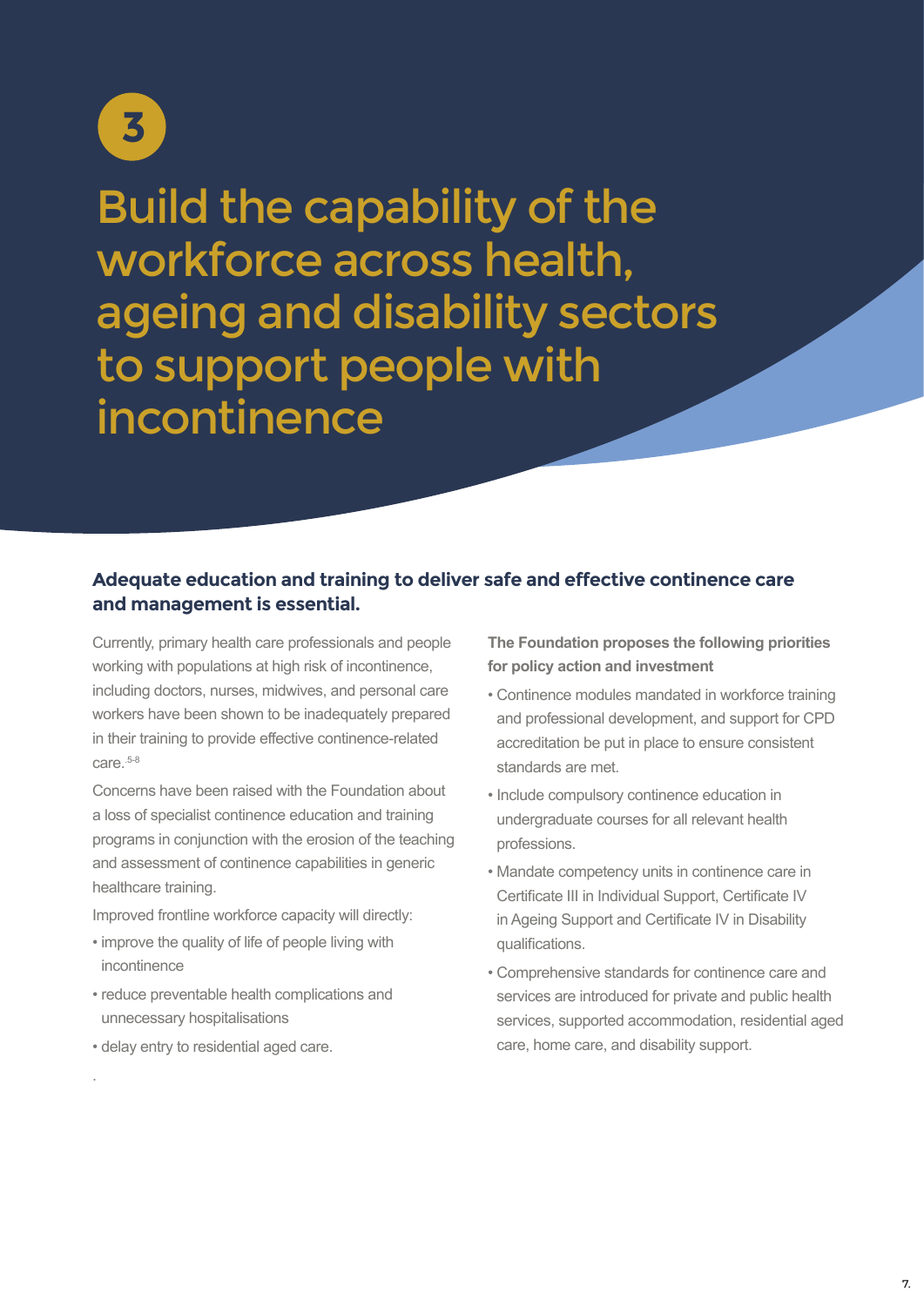# 3

# Build the capability of the workforce across health, ageing and disability sectors to support people with incontinence

## Adequate education and training to deliver safe and effective continence care and management is essential.

Currently, primary health care professionals and people working with populations at high risk of incontinence, including doctors, nurses, midwives, and personal care workers have been shown to be inadequately prepared in their training to provide effective continence-related care.[5-8]

Concerns have been raised with the Foundation about a loss of specialist continence education and training programs in conjunction with the erosion of the teaching and assessment of continence capabilities in generic healthcare training.

Improved frontline workforce capacity will directly:

- improve the quality of life of people living with incontinence
- reduce preventable health complications and unnecessary hospitalisations
- delay entry to residential aged care.

**The Foundation proposes the following priorities for policy action and investment**

- Continence modules mandated in workforce training and professional development, and support for CPD accreditation be put in place to ensure consistent standards are met.
- Include compulsory continence education in undergraduate courses for all relevant health professions.
- Mandate competency units in continence care in Certificate III in Individual Support, Certificate IV in Ageing Support and Certificate IV in Disability qualifications.
- Comprehensive standards for continence care and services are introduced for private and public health services, supported accommodation, residential aged care, home care, and disability support.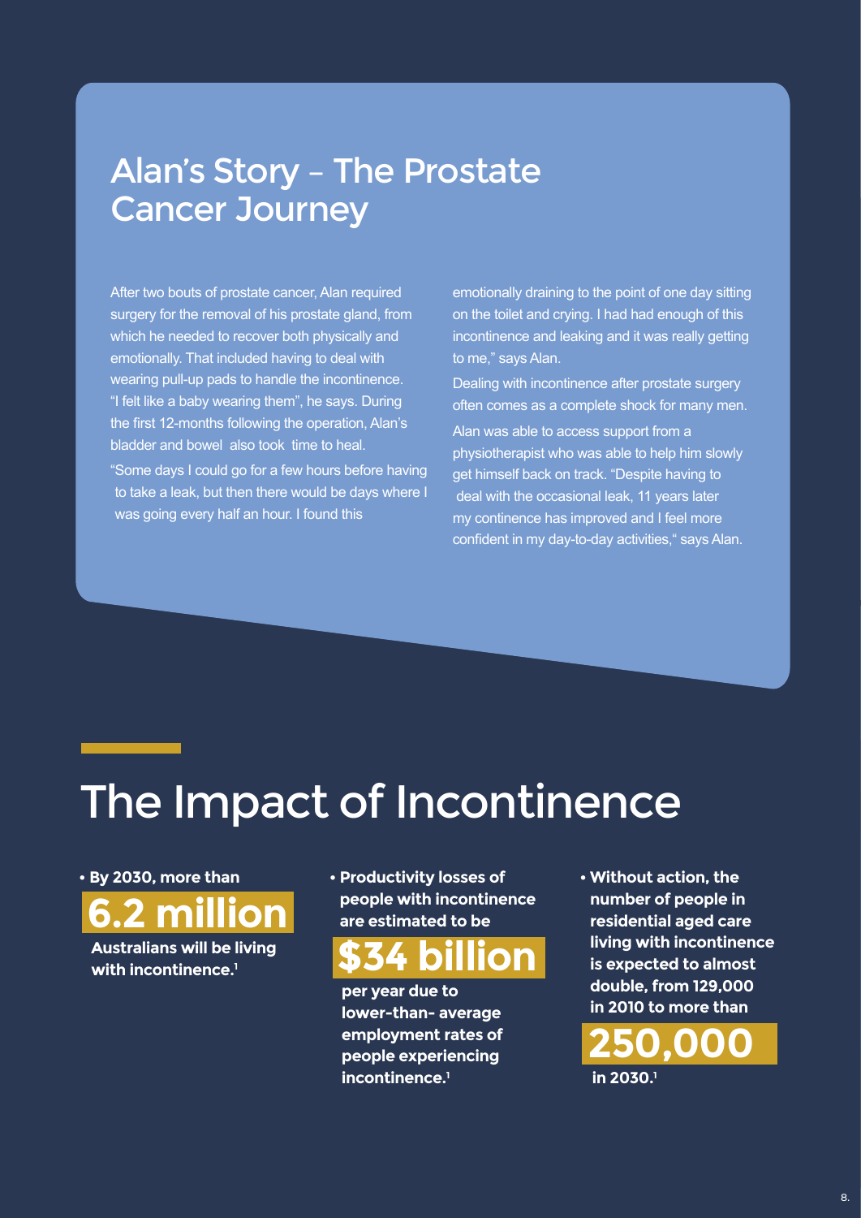## Alan's Story – The Prostate Cancer Journey

After two bouts of prostate cancer, Alan required surgery for the removal of his prostate gland, from which he needed to recover both physically and emotionally. That included having to deal with wearing pull-up pads to handle the incontinence. "I felt like a baby wearing them", he says. During the first 12-months following the operation, Alan's bladder and bowel also took time to heal.

"Some days I could go for a few hours before having to take a leak, but then there would be days where I was going every half an hour. I found this emotionally draining to the point of one day sitting on the toilet and crying. I had had enough of this incontinence and leaking and it was really getting to me," says Alan.

Dealing with incontinence after prostate surgery often comes as a complete shock for many men.

Alan was able to access support from a physiotherapist who was able to help him slowly get himself back on track. "Despite having to deal with the occasional leak, 11 years later my continence has improved and I feel more confident in my day-to-day activities," says Alan.

# The Impact of Incontinence

- **By 2030, more than 6.2 million Australians will be living with incontinence.[1]**
- **Productivity losses of people with incontinence are estimated to be $34 billion per year due to lower-than- average employment rates of people experiencing incontinence.[1]**
- **Without action, the number of people in residential aged care living with incontinence is expected to almost double, from 129,000 in 2010 to more than 250,000 in 2030.[1]**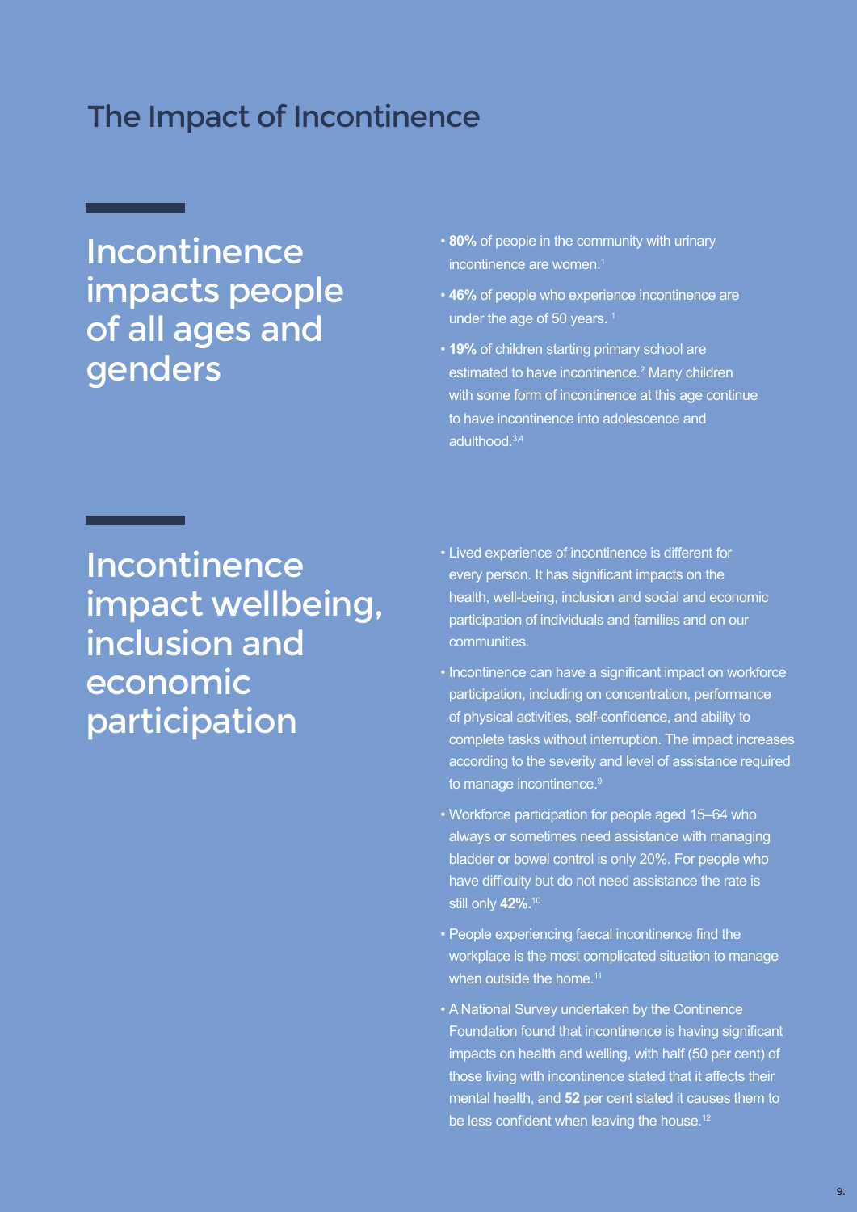# The Impact of Incontinence

## Incontinence impacts people of all ages and genders

- **80%** of people in the community with urinary incontinence are women.[1]
- **46%** of people who experience incontinence are under the age of 50 years. [1]
- **19%** of children starting primary school are estimated to have incontinence.[2] Many children with some form of incontinence at this age continue to have incontinence into adolescence and adulthood.[3,4]

## Incontinence impact wellbeing, inclusion and economic participation

- Lived experience of incontinence is different for every person. It has significant impacts on the health, well-being, inclusion and social and economic participation of individuals and families and on our communities.
- Incontinence can have a significant impact on workforce participation, including on concentration, performance of physical activities, self-confidence, and ability to complete tasks without interruption. The impact increases according to the severity and level of assistance required to manage incontinence.[9]
- Workforce participation for people aged 15–64 who always or sometimes need assistance with managing bladder or bowel control is only 20%. For people who have difficulty but do not need assistance the rate is still only **42%.**[10]
- People experiencing faecal incontinence find the workplace is the most complicated situation to manage when outside the home.[11]
- A National Survey undertaken by the Continence Foundation found that incontinence is having significant impacts on health and welling, with half (50 per cent) of those living with incontinence stated that it affects their mental health, and **52** per cent stated it causes them to be less confident when leaving the house.[12]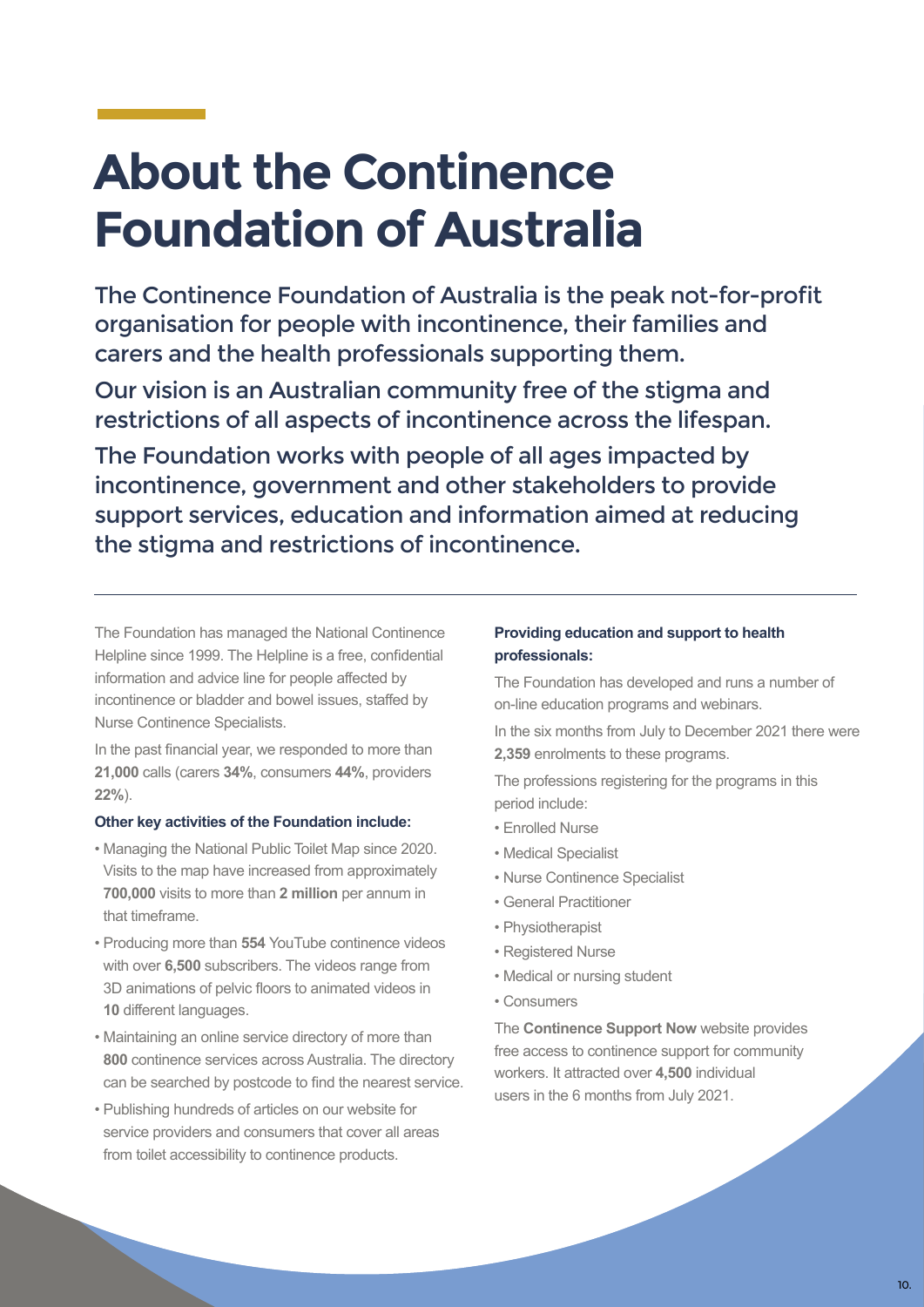# About the Continence Foundation of Australia

## The Continence Foundation of Australia is the peak not-for-profit organisation for people with incontinence, their families and carers and the health professionals supporting them.

## Our vision is an Australian community free of the stigma and restrictions of all aspects of incontinence across the lifespan.

## The Foundation works with people of all ages impacted by incontinence, government and other stakeholders to provide support services, education and information aimed at reducing the stigma and restrictions of incontinence.

The Foundation has managed the National Continence Helpline since 1999. The Helpline is a free, confidential information and advice line for people affected by incontinence or bladder and bowel issues, staffed by Nurse Continence Specialists.

In the past financial year, we responded to more than **21,000** calls (carers **34%**, consumers **44%**, providers **22%**).

**Other key activities of the Foundation include:**

- Managing the National Public Toilet Map since 2020. Visits to the map have increased from approximately **700,000** visits to more than **2 million** per annum in that timeframe.
- Producing more than **554** YouTube continence videos with over **6,500** subscribers. The videos range from 3D animations of pelvic floors to animated videos in **10** different languages.
- Maintaining an online service directory of more than **800** continence services across Australia. The directory can be searched by postcode to find the nearest service.
- Publishing hundreds of articles on our website for service providers and consumers that cover all areas from toilet accessibility to continence products.

**Providing education and support to health professionals:**

The Foundation has developed and runs a number of on-line education programs and webinars.

In the six months from July to December 2021 there were **2,359** enrolments to these programs.

The professions registering for the programs in this period include:

- Enrolled Nurse
- Medical Specialist
- Nurse Continence Specialist
- General Practitioner
- Physiotherapist
- Registered Nurse
- Medical or nursing student
- Consumers

The **Continence Support Now** website provides free access to continence support for community workers. It attracted over **4,500** individual users in the 6 months from July 2021.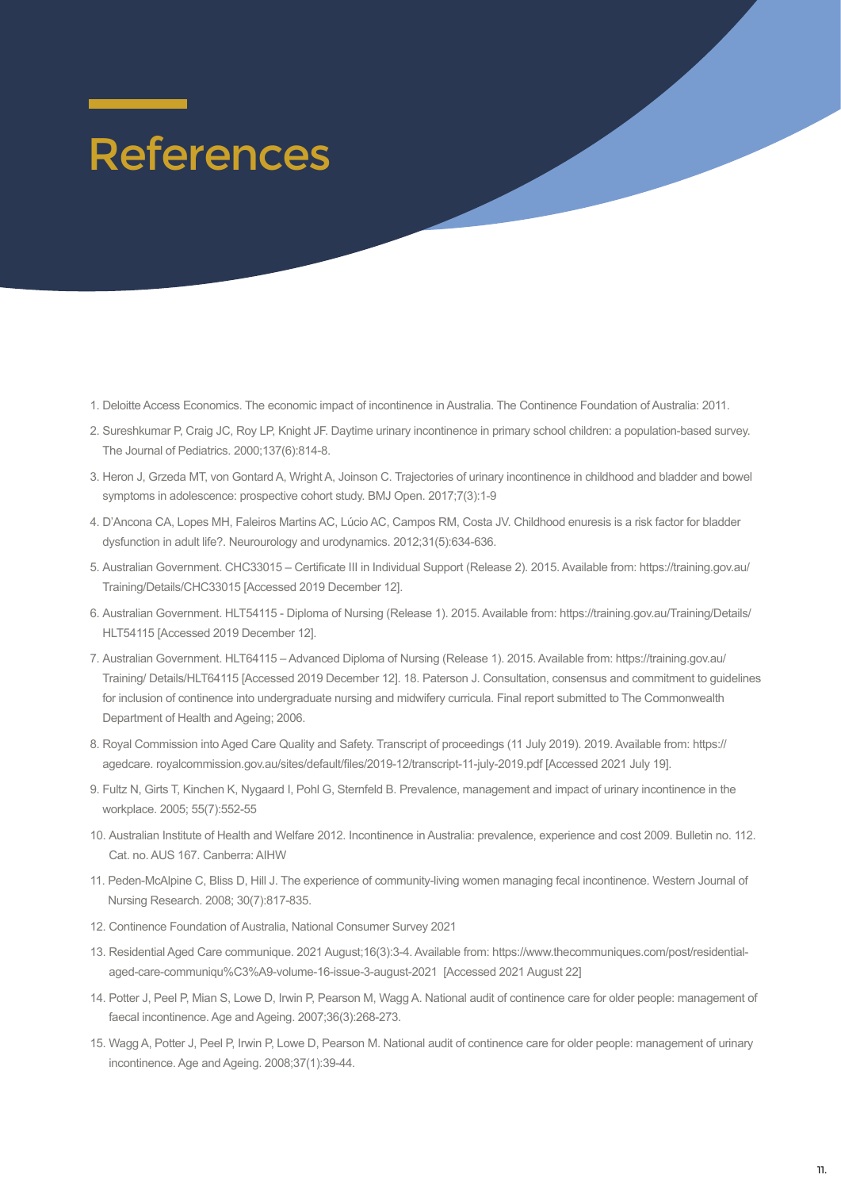# References

1. Deloitte Access Economics. The economic impact of incontinence in Australia. The Continence Foundation of Australia: 2011.
2. Sureshkumar P, Craig JC, Roy LP, Knight JF. Daytime urinary incontinence in primary school children: a population-based survey. The Journal of Pediatrics. 2000;137(6):814-8.
3. Heron J, Grzeda MT, von Gontard A, Wright A, Joinson C. Trajectories of urinary incontinence in childhood and bladder and bowel symptoms in adolescence: prospective cohort study. BMJ Open. 2017;7(3):1-9
4. D'Ancona CA, Lopes MH, Faleiros Martins AC, Lúcio AC, Campos RM, Costa JV. Childhood enuresis is a risk factor for bladder dysfunction in adult life?. Neurourology and urodynamics. 2012;31(5):634-636.
5. Australian Government. CHC33015 – Certificate III in Individual Support (Release 2). 2015. Available from: https://training.gov.au/Training/Details/CHC33015 [Accessed 2019 December 12].
6. Australian Government. HLT54115 - Diploma of Nursing (Release 1). 2015. Available from: https://training.gov.au/Training/Details/HLT54115 [Accessed 2019 December 12].
7. Australian Government. HLT64115 – Advanced Diploma of Nursing (Release 1). 2015. Available from: https://training.gov.au/Training/ Details/HLT64115 [Accessed 2019 December 12]. 18. Paterson J. Consultation, consensus and commitment to guidelines for inclusion of continence into undergraduate nursing and midwifery curricula. Final report submitted to The Commonwealth Department of Health and Ageing; 2006.
8. Royal Commission into Aged Care Quality and Safety. Transcript of proceedings (11 July 2019). 2019. Available from: https://agedcare. royalcommission.gov.au/sites/default/files/2019-12/transcript-11-july-2019.pdf [Accessed 2021 July 19].
9. Fultz N, Girts T, Kinchen K, Nygaard I, Pohl G, Sternfeld B. Prevalence, management and impact of urinary incontinence in the workplace. 2005; 55(7):552-55
10. Australian Institute of Health and Welfare 2012. Incontinence in Australia: prevalence, experience and cost 2009. Bulletin no. 112. Cat. no. AUS 167. Canberra: AIHW
11. Peden-McAlpine C, Bliss D, Hill J. The experience of community-living women managing fecal incontinence. Western Journal of Nursing Research. 2008; 30(7):817-835.
12. Continence Foundation of Australia, National Consumer Survey 2021
13. Residential Aged Care communique. 2021 August;16(3):3-4. Available from: https://www.thecommuniques.com/post/residential-aged-care-communiqu%C3%A9-volume-16-issue-3-august-2021 [Accessed 2021 August 22]
14. Potter J, Peel P, Mian S, Lowe D, Irwin P, Pearson M, Wagg A. National audit of continence care for older people: management of faecal incontinence. Age and Ageing. 2007;36(3):268-273.
15. Wagg A, Potter J, Peel P, Irwin P, Lowe D, Pearson M. National audit of continence care for older people: management of urinary incontinence. Age and Ageing. 2008;37(1):39-44.